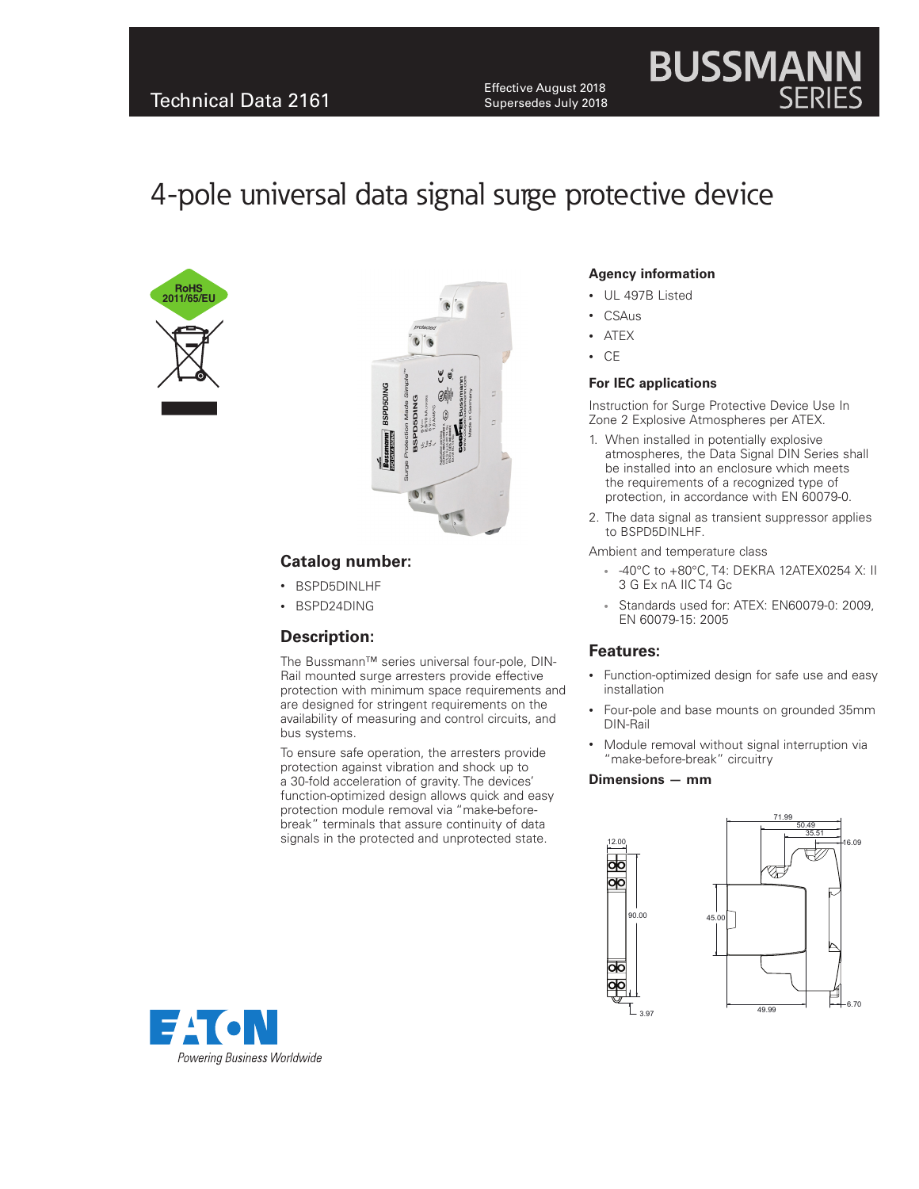Technical Data 2161

Effective August 2018
Supersedes July 2018

# 4-pole universal data signal surge protective device

## Catalog number:

- BSPD5DINLHF
- BSPD24DING

## Description:

The Bussmann™ series universal four-pole, DIN-Rail mounted surge arresters provide effective protection with minimum space requirements and are designed for stringent requirements on the availability of measuring and control circuits, and bus systems.

To ensure safe operation, the arresters provide protection against vibration and shock up to a 30-fold acceleration of gravity. The devices' function-optimized design allows quick and easy protection module removal via "make-before-break" terminals that assure continuity of data signals in the protected and unprotected state.

### Agency information

- UL 497B Listed
- CSAus
- ATEX
- CE

### For IEC applications

Instruction for Surge Protective Device Use In Zone 2 Explosive Atmospheres per ATEX.

1. When installed in potentially explosive atmospheres, the Data Signal DIN Series shall be installed into an enclosure which meets the requirements of a recognized type of protection, in accordance with EN 60079-0.
2. The data signal as transient suppressor applies to BSPD5DINLHF.

Ambient and temperature class

- -40°C to +80°C, T4: DEKRA 12ATEX0254 X: II 3 G Ex nA IIC T4 Gc
- Standards used for: ATEX: EN60079-0: 2009, EN 60079-15: 2005

## Features:

- Function-optimized design for safe use and easy installation
- Four-pole and base mounts on grounded 35mm DIN-Rail
- Module removal without signal interruption via "make-before-break" circuitry

### Dimensions — mm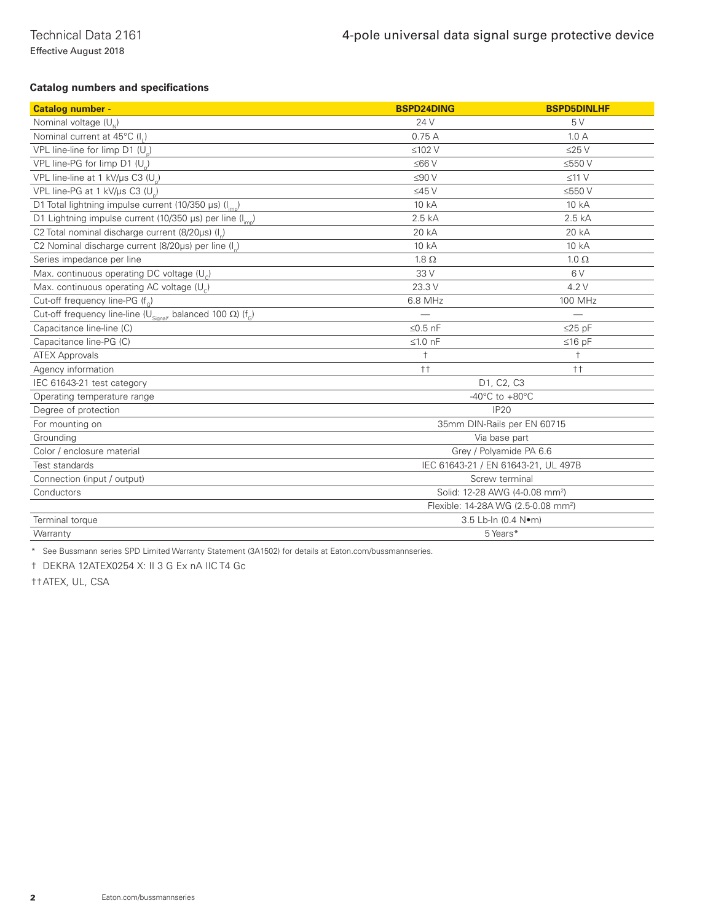### Catalog numbers and specifications

| Catalog number - | BSPD24DING | BSPD5DINLHF |
|---|---|---|
| Nominal voltage ($U_N$) | 24 V | 5 V |
| Nominal current at 45°C ($I_L$) | 0.75 A | 1.0 A |
| VPL line-line for limp D1 ($U_p$) | ≤102 V | ≤25 V |
| VPL line-PG for limp D1 ($U_p$) | ≤66 V | ≤550 V |
| VPL line-line at 1 kV/µs C3 ($U_p$) | ≤90 V | ≤11 V |
| VPL line-PG at 1 kV/µs C3 ($U_p$) | ≤45 V | ≤550 V |
| D1 Total lightning impulse current (10/350 µs) ($I_{imp}$) | 10 kA | 10 kA |
| D1 Lightning impulse current (10/350 µs) per line ($I_{imp}$) | 2.5 kA | 2.5 kA |
| C2 Total nominal discharge current (8/20µs) ($I_n$) | 20 kA | 20 kA |
| C2 Nominal discharge current (8/20µs) per line ($I_n$) | 10 kA | 10 kA |
| Series impedance per line | 1.8 Ω | 1.0 Ω |
| Max. continuous operating DC voltage ($U_C$) | 33 V | 6 V |
| Max. continuous operating AC voltage ($U_C$) | 23.3 V | 4.2 V |
| Cut-off frequency line-PG ($f_G$) | 6.8 MHz | 100 MHz |
| Cut-off frequency line-line ($U_{Signal}$, balanced 100 Ω) ($f_G$) | — | — |
| Capacitance line-line (C) | ≤0.5 nF | ≤25 pF |
| Capacitance line-PG (C) | ≤1.0 nF | ≤16 pF |
| ATEX Approvals | † | † |
| Agency information | †† | †† |
| IEC 61643-21 test category | D1, C2, C3 | |
| Operating temperature range | -40°C to +80°C | |
| Degree of protection | IP20 | |
| For mounting on | 35mm DIN-Rails per EN 60715 | |
| Grounding | Via base part | |
| Color / enclosure material | Grey / Polyamide PA 6.6 | |
| Test standards | IEC 61643-21 / EN 61643-21, UL 497B | |
| Connection (input / output) | Screw terminal | |
| Conductors | Solid: 12-28 AWG (4-0.08 mm²) | |
| | Flexible: 14-28A WG (2.5-0.08 mm²) | |
| Terminal torque | 3.5 Lb-In (0.4 N•m) | |
| Warranty | 5 Years* | |

\* See Bussmann series SPD Limited Warranty Statement (3A1502) for details at Eaton.com/bussmannseries.

† DEKRA 12ATEX0254 X: II 3 G Ex nA IIC T4 Gc

†† ATEX, UL, CSA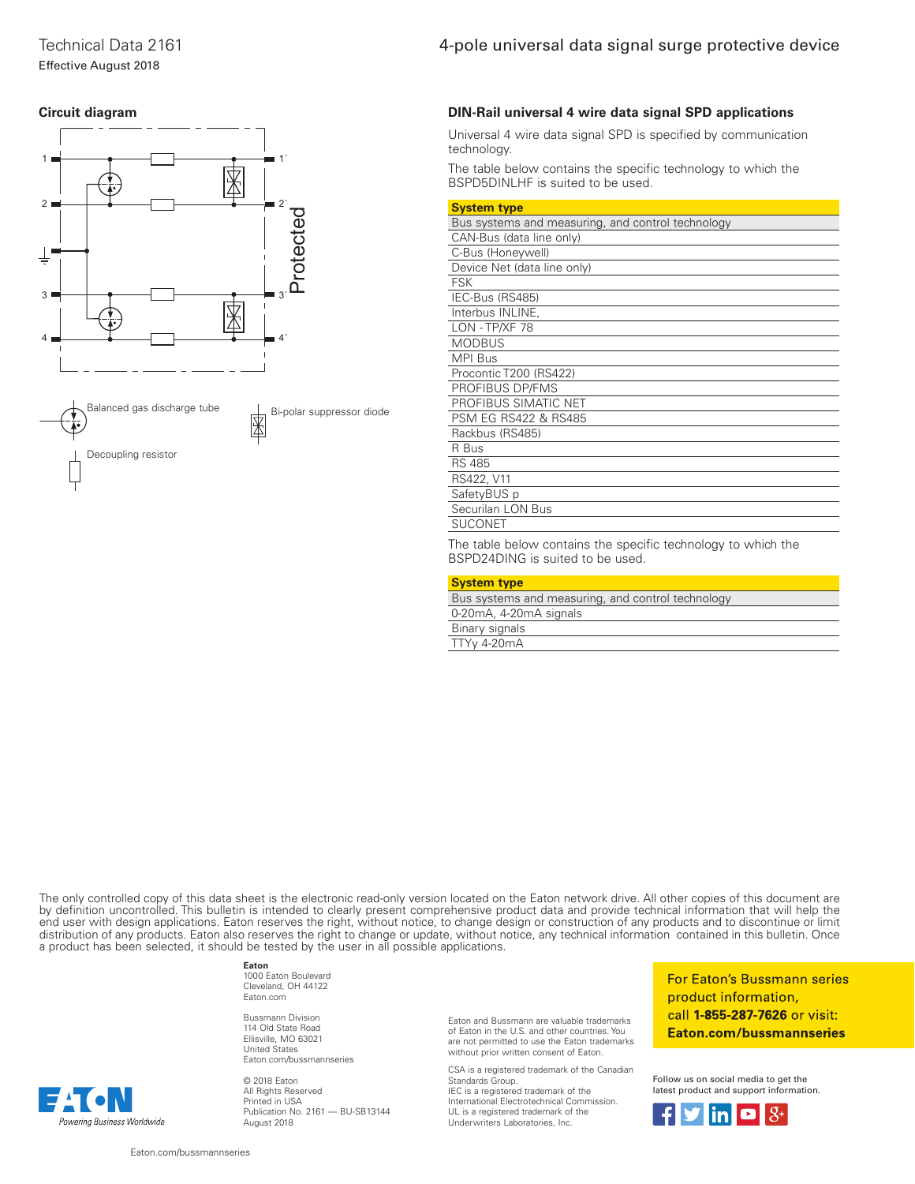## Circuit diagram

Protected

Balanced gas discharge tube

Bi-polar suppressor diode

Decoupling resistor

## DIN-Rail universal 4 wire data signal SPD applications

Universal 4 wire data signal SPD is specified by communication technology.

The table below contains the specific technology to which the BSPD5DINLHF is suited to be used.

| System type |
|---|
| Bus systems and measuring, and control technology |
| CAN-Bus (data line only) |
| C-Bus (Honeywell) |
| Device Net (data line only) |
| FSK |
| IEC-Bus (RS485) |
| Interbus INLINE, |
| LON - TP/XF 78 |
| MODBUS |
| MPI Bus |
| Procontic T200 (RS422) |
| PROFIBUS DP/FMS |
| PROFIBUS SIMATIC NET |
| PSM EG RS422 & RS485 |
| Rackbus (RS485) |
| R Bus |
| RS 485 |
| RS422, V11 |
| SafetyBUS p |
| Securilan LON Bus |
| SUCONET |

The table below contains the specific technology to which the BSPD24DING is suited to be used.

| System type |
|---|
| Bus systems and measuring, and control technology |
| 0-20mA, 4-20mA signals |
| Binary signals |
| TTYy 4-20mA |

The only controlled copy of this data sheet is the electronic read-only version located on the Eaton network drive. All other copies of this document are by definition uncontrolled. This bulletin is intended to clearly present comprehensive product data and provide technical information that will help the end user with design applications. Eaton reserves the right, without notice, to change design or construction of any products and to discontinue or limit distribution of any products. Eaton also reserves the right to change or update, without notice, any technical information contained in this bulletin. Once a product has been selected, it should be tested by the user in all possible applications.

**Eaton**
1000 Eaton Boulevard
Cleveland, OH 44122
Eaton.com

Bussmann Division
114 Old State Road
Ellisville, MO 63021
United States
Eaton.com/bussmannseries

© 2018 Eaton
All Rights Reserved
Printed in USA
Publication No. 2161 — BU-SB13144
August 2018

Eaton and Bussmann are valuable trademarks of Eaton in the U.S. and other countries. You are not permitted to use the Eaton trademarks without prior written consent of Eaton.

CSA is a registered trademark of the Canadian Standards Group.
IEC is a registered trademark of the International Electrotechnical Commission.
UL is a registered trademark of the Underwriters Laboratories, Inc.

For Eaton's Bussmann series product information, call **1-855-287-7626** or visit: **Eaton.com/bussmannseries**

Follow us on social media to get the latest product and support information.

EATON *Powering Business Worldwide*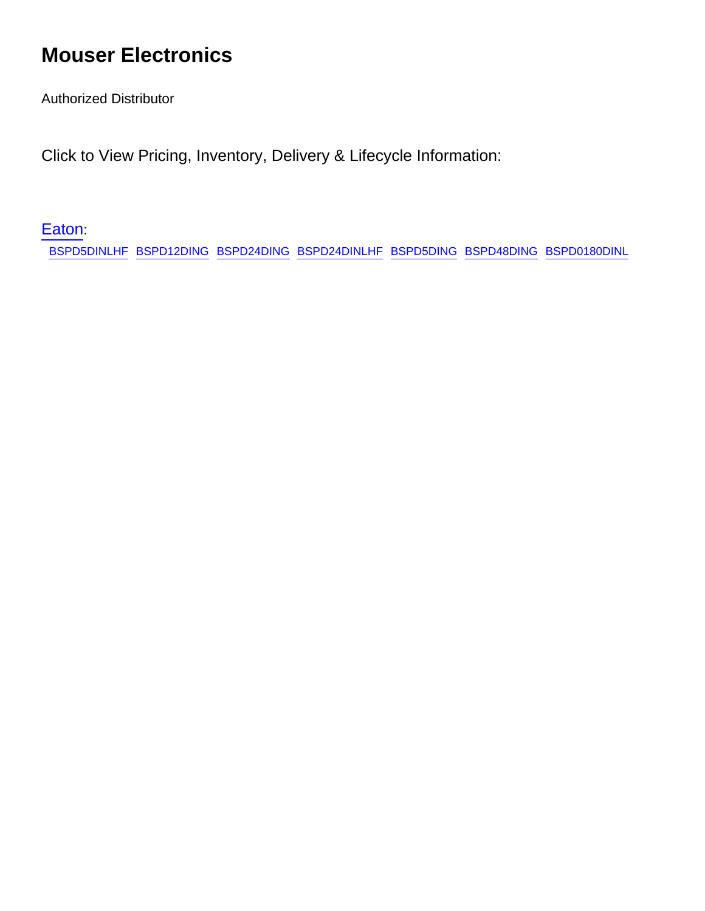# Mouser Electronics

Authorized Distributor

Click to View Pricing, Inventory, Delivery & Lifecycle Information:

Eaton:

BSPD5DINLHF BSPD12DING BSPD24DING BSPD24DINLHF BSPD5DING BSPD48DING BSPD0180DINL